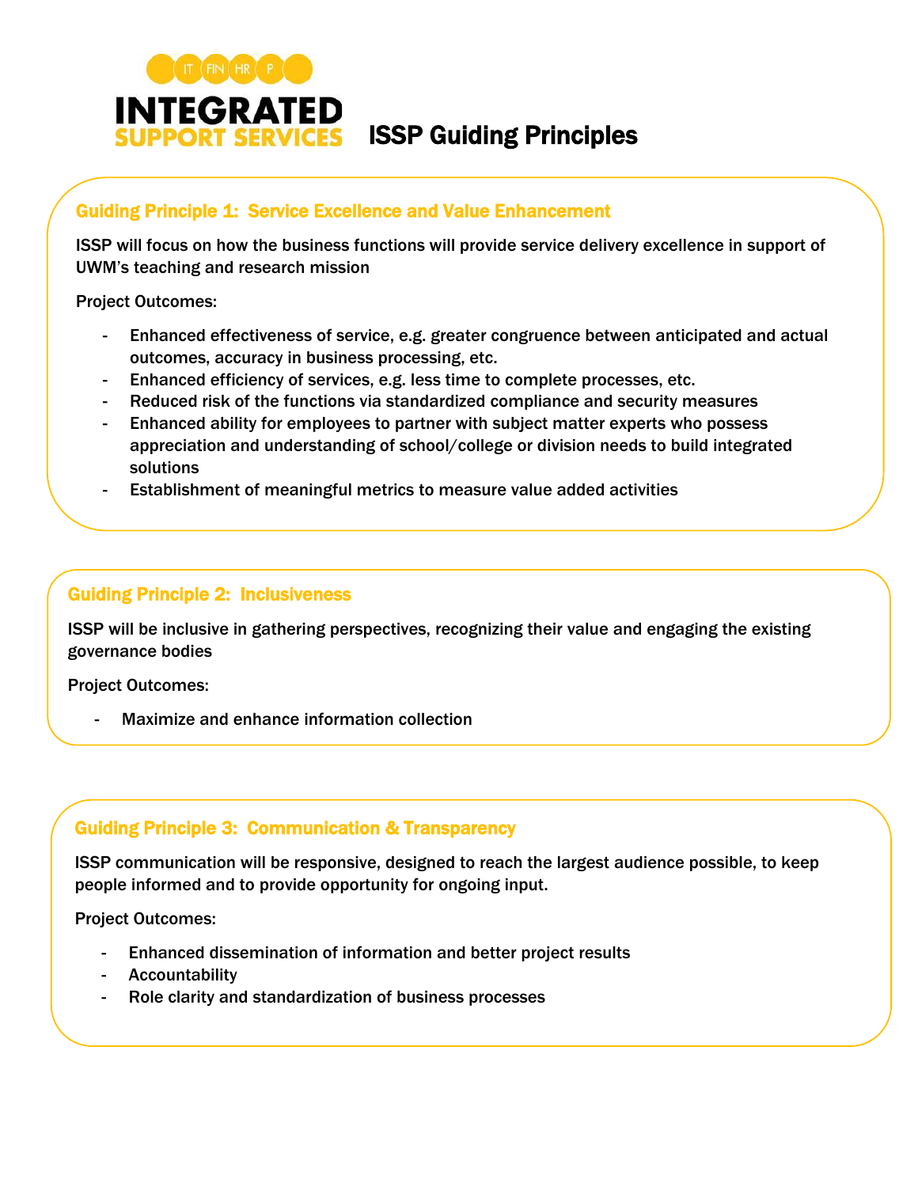IT FIN HR P

**INTEGRATED**
**SUPPORT SERVICES**

# ISSP Guiding Principles

## Guiding Principle 1: Service Excellence and Value Enhancement

ISSP will focus on how the business functions will provide service delivery excellence in support of UWM's teaching and research mission

Project Outcomes:

- Enhanced effectiveness of service, e.g. greater congruence between anticipated and actual outcomes, accuracy in business processing, etc.
- Enhanced efficiency of services, e.g. less time to complete processes, etc.
- Reduced risk of the functions via standardized compliance and security measures
- Enhanced ability for employees to partner with subject matter experts who possess appreciation and understanding of school/college or division needs to build integrated solutions
- Establishment of meaningful metrics to measure value added activities

## Guiding Principle 2: Inclusiveness

ISSP will be inclusive in gathering perspectives, recognizing their value and engaging the existing governance bodies

Project Outcomes:

- Maximize and enhance information collection

## Guiding Principle 3: Communication & Transparency

ISSP communication will be responsive, designed to reach the largest audience possible, to keep people informed and to provide opportunity for ongoing input.

Project Outcomes:

- Enhanced dissemination of information and better project results
- Accountability
- Role clarity and standardization of business processes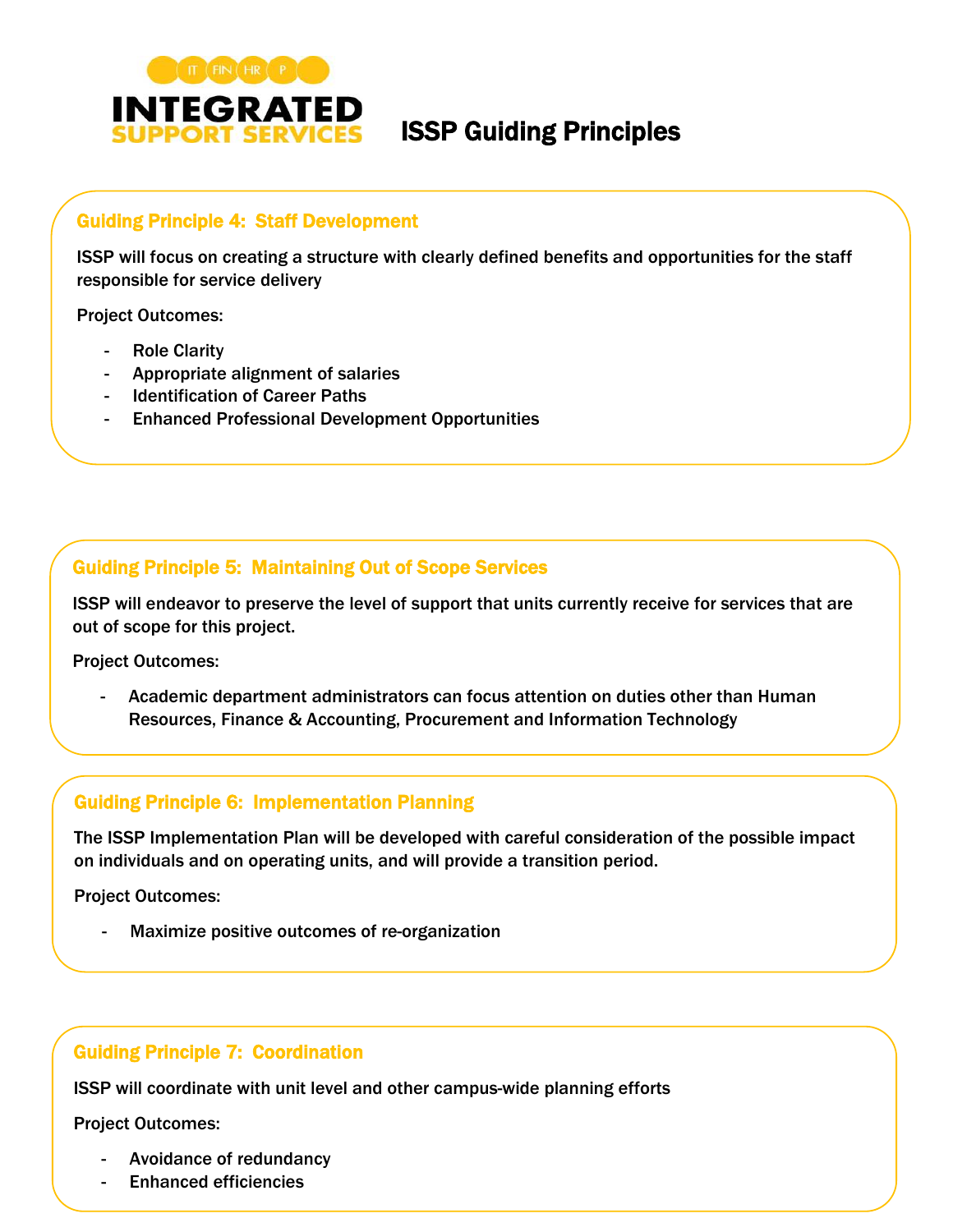# ISSP Guiding Principles

## Guiding Principle 4: Staff Development

ISSP will focus on creating a structure with clearly defined benefits and opportunities for the staff responsible for service delivery

Project Outcomes:

- Role Clarity
- Appropriate alignment of salaries
- Identification of Career Paths
- Enhanced Professional Development Opportunities

## Guiding Principle 5: Maintaining Out of Scope Services

ISSP will endeavor to preserve the level of support that units currently receive for services that are out of scope for this project.

Project Outcomes:

- Academic department administrators can focus attention on duties other than Human Resources, Finance & Accounting, Procurement and Information Technology

## Guiding Principle 6: Implementation Planning

The ISSP Implementation Plan will be developed with careful consideration of the possible impact on individuals and on operating units, and will provide a transition period.

Project Outcomes:

- Maximize positive outcomes of re-organization

## Guiding Principle 7: Coordination

ISSP will coordinate with unit level and other campus-wide planning efforts

Project Outcomes:

- Avoidance of redundancy
- Enhanced efficiencies